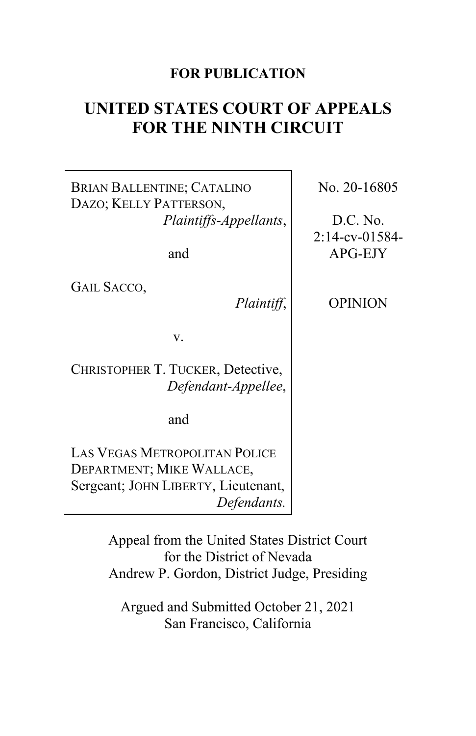**FOR PUBLICATION**

# UNITED STATES COURT OF APPEALS FOR THE NINTH CIRCUIT

| | |
|---|---|
| BRIAN BALLENTINE; CATALINO DAZO; KELLY PATTERSON, *Plaintiffs-Appellants*,<br><br>and<br><br>GAIL SACCO, *Plaintiff*,<br><br>v.<br><br>CHRISTOPHER T. TUCKER, Detective, *Defendant-Appellee*,<br><br>and<br><br>LAS VEGAS METROPOLITAN POLICE DEPARTMENT; MIKE WALLACE, Sergeant; JOHN LIBERTY, Lieutenant, *Defendants.* | No. 20-16805<br><br>D.C. No. 2:14-cv-01584-APG-EJY<br><br>OPINION |

Appeal from the United States District Court for the District of Nevada
Andrew P. Gordon, District Judge, Presiding

Argued and Submitted October 21, 2021
San Francisco, California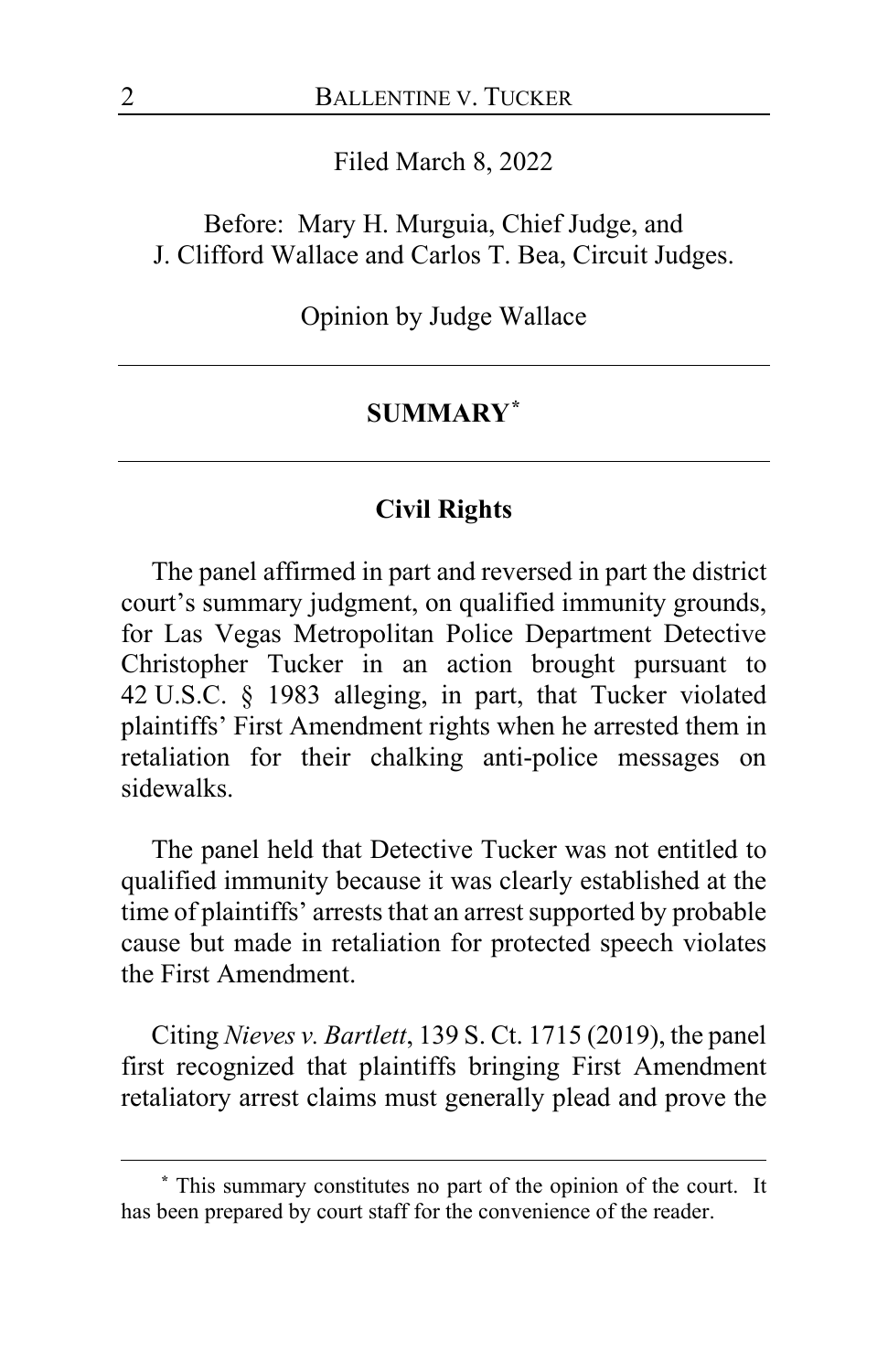Filed March 8, 2022

Before: Mary H. Murguia, Chief Judge, and J. Clifford Wallace and Carlos T. Bea, Circuit Judges.

Opinion by Judge Wallace

---

## SUMMARY[*]

---

### Civil Rights

The panel affirmed in part and reversed in part the district court's summary judgment, on qualified immunity grounds, for Las Vegas Metropolitan Police Department Detective Christopher Tucker in an action brought pursuant to 42 U.S.C. § 1983 alleging, in part, that Tucker violated plaintiffs' First Amendment rights when he arrested them in retaliation for their chalking anti-police messages on sidewalks.

The panel held that Detective Tucker was not entitled to qualified immunity because it was clearly established at the time of plaintiffs' arrests that an arrest supported by probable cause but made in retaliation for protected speech violates the First Amendment.

Citing *Nieves v. Bartlett*, 139 S. Ct. 1715 (2019), the panel first recognized that plaintiffs bringing First Amendment retaliatory arrest claims must generally plead and prove the

---

[*] This summary constitutes no part of the opinion of the court. It has been prepared by court staff for the convenience of the reader.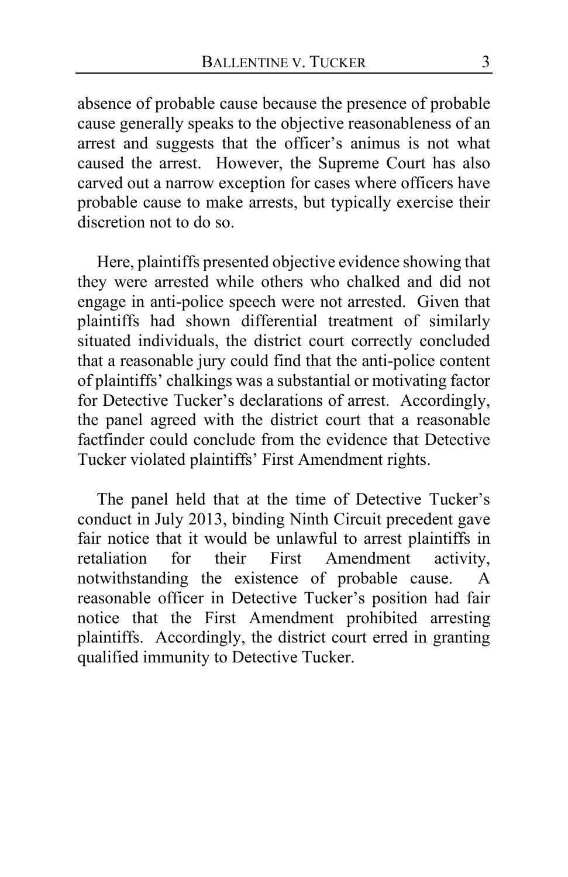absence of probable cause because the presence of probable cause generally speaks to the objective reasonableness of an arrest and suggests that the officer's animus is not what caused the arrest. However, the Supreme Court has also carved out a narrow exception for cases where officers have probable cause to make arrests, but typically exercise their discretion not to do so.

Here, plaintiffs presented objective evidence showing that they were arrested while others who chalked and did not engage in anti-police speech were not arrested. Given that plaintiffs had shown differential treatment of similarly situated individuals, the district court correctly concluded that a reasonable jury could find that the anti-police content of plaintiffs' chalkings was a substantial or motivating factor for Detective Tucker's declarations of arrest. Accordingly, the panel agreed with the district court that a reasonable factfinder could conclude from the evidence that Detective Tucker violated plaintiffs' First Amendment rights.

The panel held that at the time of Detective Tucker's conduct in July 2013, binding Ninth Circuit precedent gave fair notice that it would be unlawful to arrest plaintiffs in retaliation for their First Amendment activity, notwithstanding the existence of probable cause. A reasonable officer in Detective Tucker's position had fair notice that the First Amendment prohibited arresting plaintiffs. Accordingly, the district court erred in granting qualified immunity to Detective Tucker.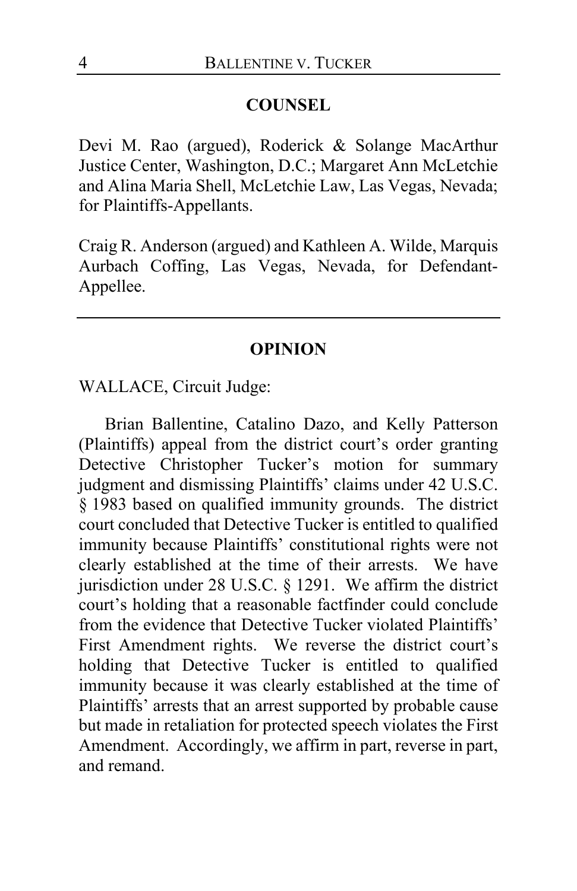## COUNSEL

Devi M. Rao (argued), Roderick & Solange MacArthur Justice Center, Washington, D.C.; Margaret Ann McLetchie and Alina Maria Shell, McLetchie Law, Las Vegas, Nevada; for Plaintiffs-Appellants.

Craig R. Anderson (argued) and Kathleen A. Wilde, Marquis Aurbach Coffing, Las Vegas, Nevada, for Defendant-Appellee.

---

## OPINION

WALLACE, Circuit Judge:

Brian Ballentine, Catalino Dazo, and Kelly Patterson (Plaintiffs) appeal from the district court's order granting Detective Christopher Tucker's motion for summary judgment and dismissing Plaintiffs' claims under 42 U.S.C. § 1983 based on qualified immunity grounds. The district court concluded that Detective Tucker is entitled to qualified immunity because Plaintiffs' constitutional rights were not clearly established at the time of their arrests. We have jurisdiction under 28 U.S.C. § 1291. We affirm the district court's holding that a reasonable factfinder could conclude from the evidence that Detective Tucker violated Plaintiffs' First Amendment rights. We reverse the district court's holding that Detective Tucker is entitled to qualified immunity because it was clearly established at the time of Plaintiffs' arrests that an arrest supported by probable cause but made in retaliation for protected speech violates the First Amendment. Accordingly, we affirm in part, reverse in part, and remand.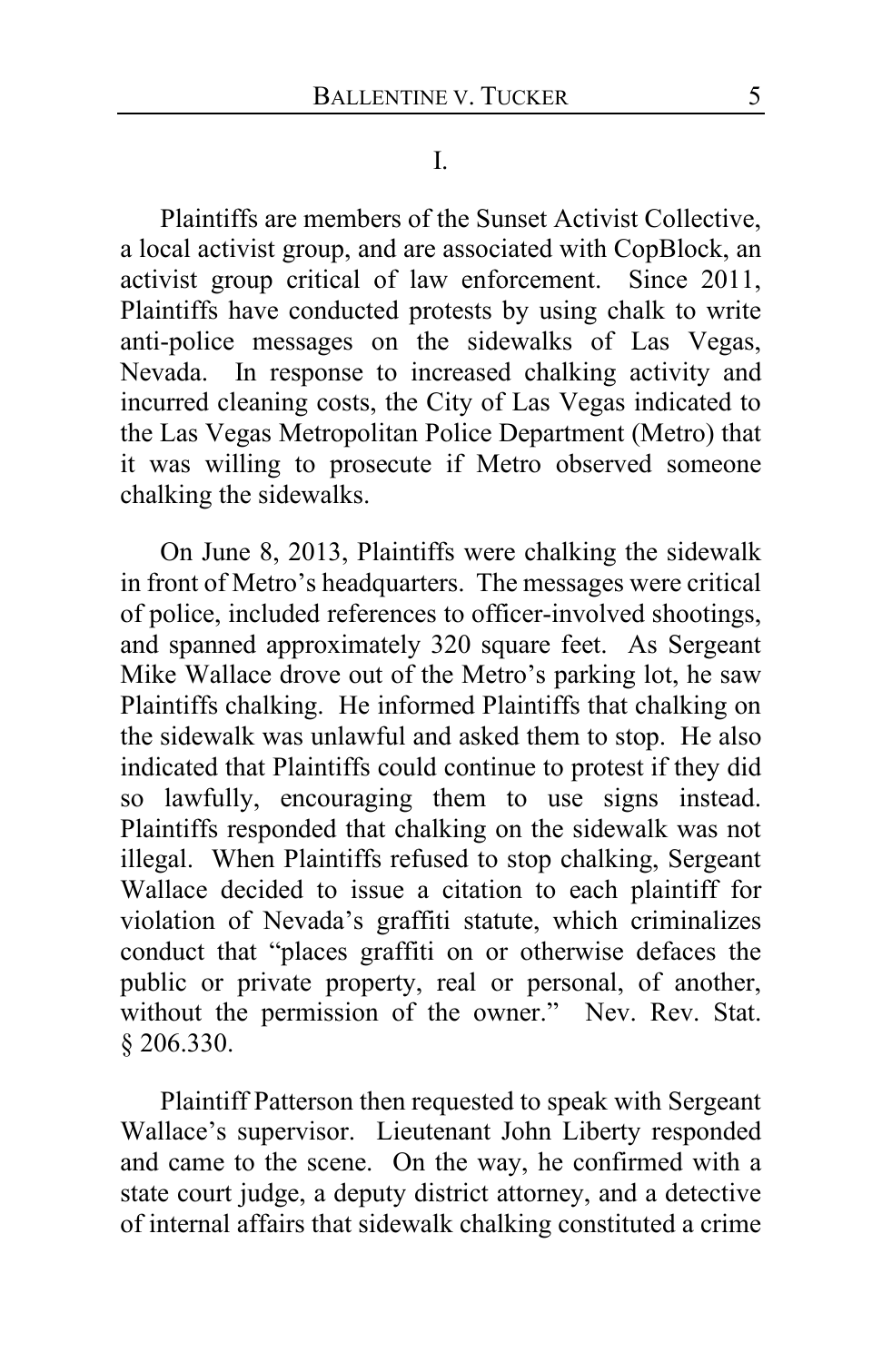I.

Plaintiffs are members of the Sunset Activist Collective, a local activist group, and are associated with CopBlock, an activist group critical of law enforcement. Since 2011, Plaintiffs have conducted protests by using chalk to write anti-police messages on the sidewalks of Las Vegas, Nevada. In response to increased chalking activity and incurred cleaning costs, the City of Las Vegas indicated to the Las Vegas Metropolitan Police Department (Metro) that it was willing to prosecute if Metro observed someone chalking the sidewalks.

On June 8, 2013, Plaintiffs were chalking the sidewalk in front of Metro's headquarters. The messages were critical of police, included references to officer-involved shootings, and spanned approximately 320 square feet. As Sergeant Mike Wallace drove out of the Metro's parking lot, he saw Plaintiffs chalking. He informed Plaintiffs that chalking on the sidewalk was unlawful and asked them to stop. He also indicated that Plaintiffs could continue to protest if they did so lawfully, encouraging them to use signs instead. Plaintiffs responded that chalking on the sidewalk was not illegal. When Plaintiffs refused to stop chalking, Sergeant Wallace decided to issue a citation to each plaintiff for violation of Nevada's graffiti statute, which criminalizes conduct that "places graffiti on or otherwise defaces the public or private property, real or personal, of another, without the permission of the owner." Nev. Rev. Stat. § 206.330.

Plaintiff Patterson then requested to speak with Sergeant Wallace's supervisor. Lieutenant John Liberty responded and came to the scene. On the way, he confirmed with a state court judge, a deputy district attorney, and a detective of internal affairs that sidewalk chalking constituted a crime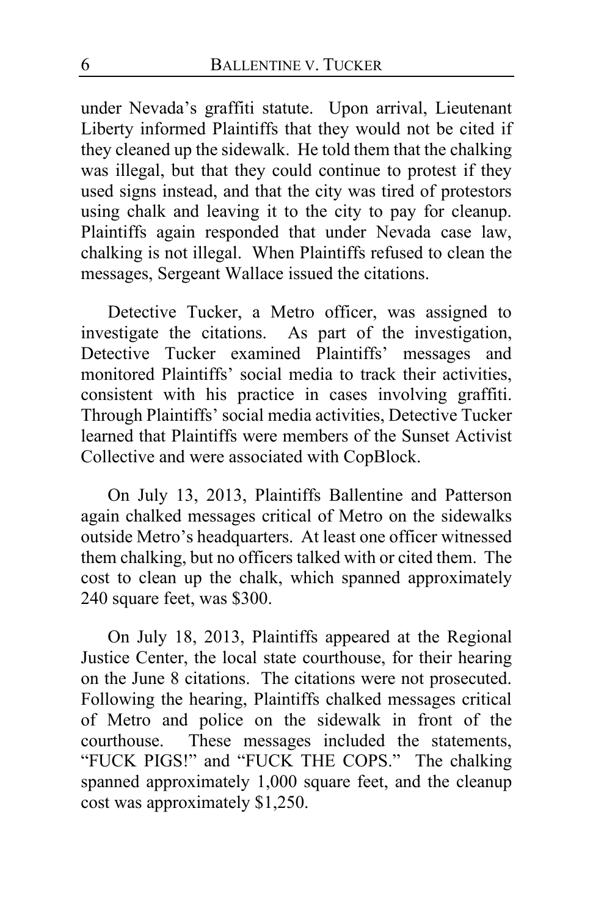under Nevada's graffiti statute. Upon arrival, Lieutenant Liberty informed Plaintiffs that they would not be cited if they cleaned up the sidewalk. He told them that the chalking was illegal, but that they could continue to protest if they used signs instead, and that the city was tired of protestors using chalk and leaving it to the city to pay for cleanup. Plaintiffs again responded that under Nevada case law, chalking is not illegal. When Plaintiffs refused to clean the messages, Sergeant Wallace issued the citations.

Detective Tucker, a Metro officer, was assigned to investigate the citations. As part of the investigation, Detective Tucker examined Plaintiffs' messages and monitored Plaintiffs' social media to track their activities, consistent with his practice in cases involving graffiti. Through Plaintiffs' social media activities, Detective Tucker learned that Plaintiffs were members of the Sunset Activist Collective and were associated with CopBlock.

On July 13, 2013, Plaintiffs Ballentine and Patterson again chalked messages critical of Metro on the sidewalks outside Metro's headquarters. At least one officer witnessed them chalking, but no officers talked with or cited them. The cost to clean up the chalk, which spanned approximately 240 square feet, was $300.

On July 18, 2013, Plaintiffs appeared at the Regional Justice Center, the local state courthouse, for their hearing on the June 8 citations. The citations were not prosecuted. Following the hearing, Plaintiffs chalked messages critical of Metro and police on the sidewalk in front of the courthouse. These messages included the statements, "FUCK PIGS!" and "FUCK THE COPS." The chalking spanned approximately 1,000 square feet, and the cleanup cost was approximately $1,250.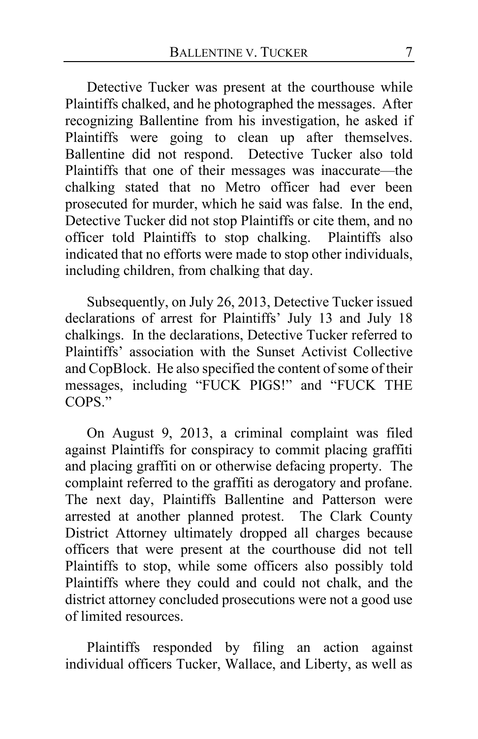Detective Tucker was present at the courthouse while Plaintiffs chalked, and he photographed the messages. After recognizing Ballentine from his investigation, he asked if Plaintiffs were going to clean up after themselves. Ballentine did not respond. Detective Tucker also told Plaintiffs that one of their messages was inaccurate—the chalking stated that no Metro officer had ever been prosecuted for murder, which he said was false. In the end, Detective Tucker did not stop Plaintiffs or cite them, and no officer told Plaintiffs to stop chalking. Plaintiffs also indicated that no efforts were made to stop other individuals, including children, from chalking that day.

Subsequently, on July 26, 2013, Detective Tucker issued declarations of arrest for Plaintiffs' July 13 and July 18 chalkings. In the declarations, Detective Tucker referred to Plaintiffs' association with the Sunset Activist Collective and CopBlock. He also specified the content of some of their messages, including "FUCK PIGS!" and "FUCK THE COPS."

On August 9, 2013, a criminal complaint was filed against Plaintiffs for conspiracy to commit placing graffiti and placing graffiti on or otherwise defacing property. The complaint referred to the graffiti as derogatory and profane. The next day, Plaintiffs Ballentine and Patterson were arrested at another planned protest. The Clark County District Attorney ultimately dropped all charges because officers that were present at the courthouse did not tell Plaintiffs to stop, while some officers also possibly told Plaintiffs where they could and could not chalk, and the district attorney concluded prosecutions were not a good use of limited resources.

Plaintiffs responded by filing an action against individual officers Tucker, Wallace, and Liberty, as well as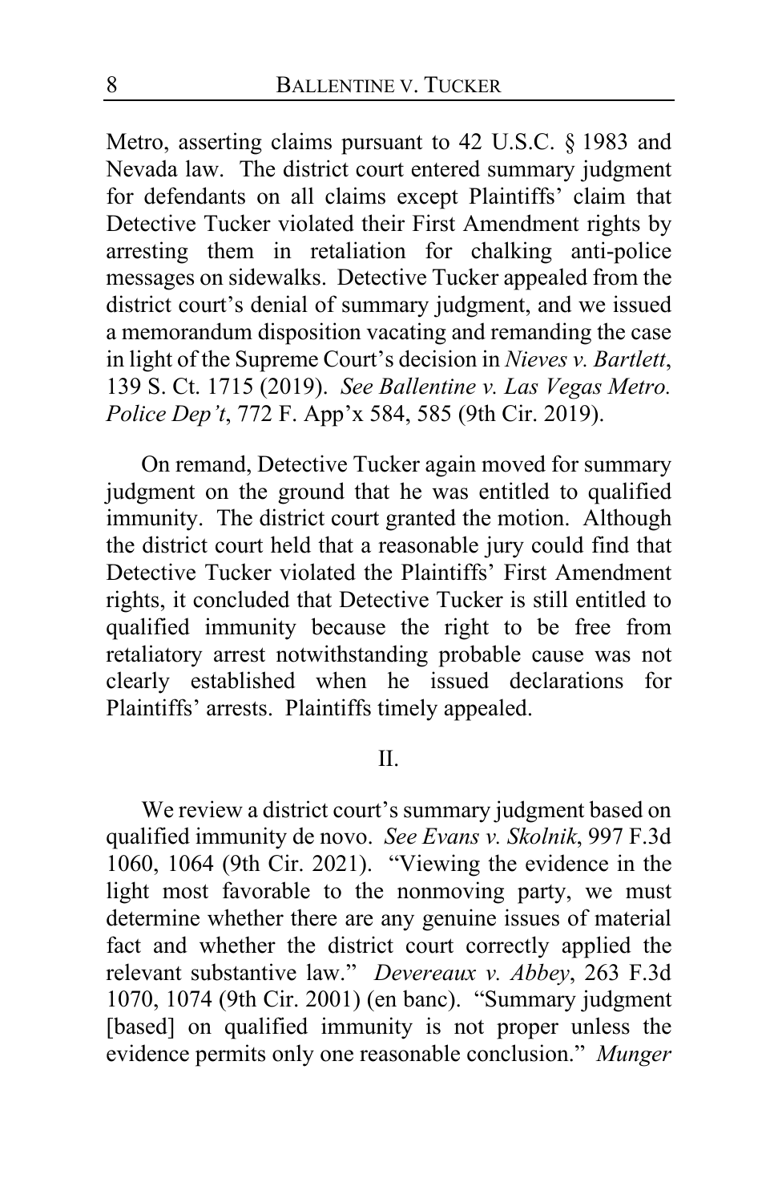Metro, asserting claims pursuant to 42 U.S.C. § 1983 and Nevada law. The district court entered summary judgment for defendants on all claims except Plaintiffs' claim that Detective Tucker violated their First Amendment rights by arresting them in retaliation for chalking anti-police messages on sidewalks. Detective Tucker appealed from the district court's denial of summary judgment, and we issued a memorandum disposition vacating and remanding the case in light of the Supreme Court's decision in *Nieves v. Bartlett*, 139 S. Ct. 1715 (2019). *See Ballentine v. Las Vegas Metro. Police Dep't*, 772 F. App'x 584, 585 (9th Cir. 2019).

On remand, Detective Tucker again moved for summary judgment on the ground that he was entitled to qualified immunity. The district court granted the motion. Although the district court held that a reasonable jury could find that Detective Tucker violated the Plaintiffs' First Amendment rights, it concluded that Detective Tucker is still entitled to qualified immunity because the right to be free from retaliatory arrest notwithstanding probable cause was not clearly established when he issued declarations for Plaintiffs' arrests. Plaintiffs timely appealed.

## II.

We review a district court's summary judgment based on qualified immunity de novo. *See Evans v. Skolnik*, 997 F.3d 1060, 1064 (9th Cir. 2021). "Viewing the evidence in the light most favorable to the nonmoving party, we must determine whether there are any genuine issues of material fact and whether the district court correctly applied the relevant substantive law." *Devereaux v. Abbey*, 263 F.3d 1070, 1074 (9th Cir. 2001) (en banc). "Summary judgment [based] on qualified immunity is not proper unless the evidence permits only one reasonable conclusion." *Munger*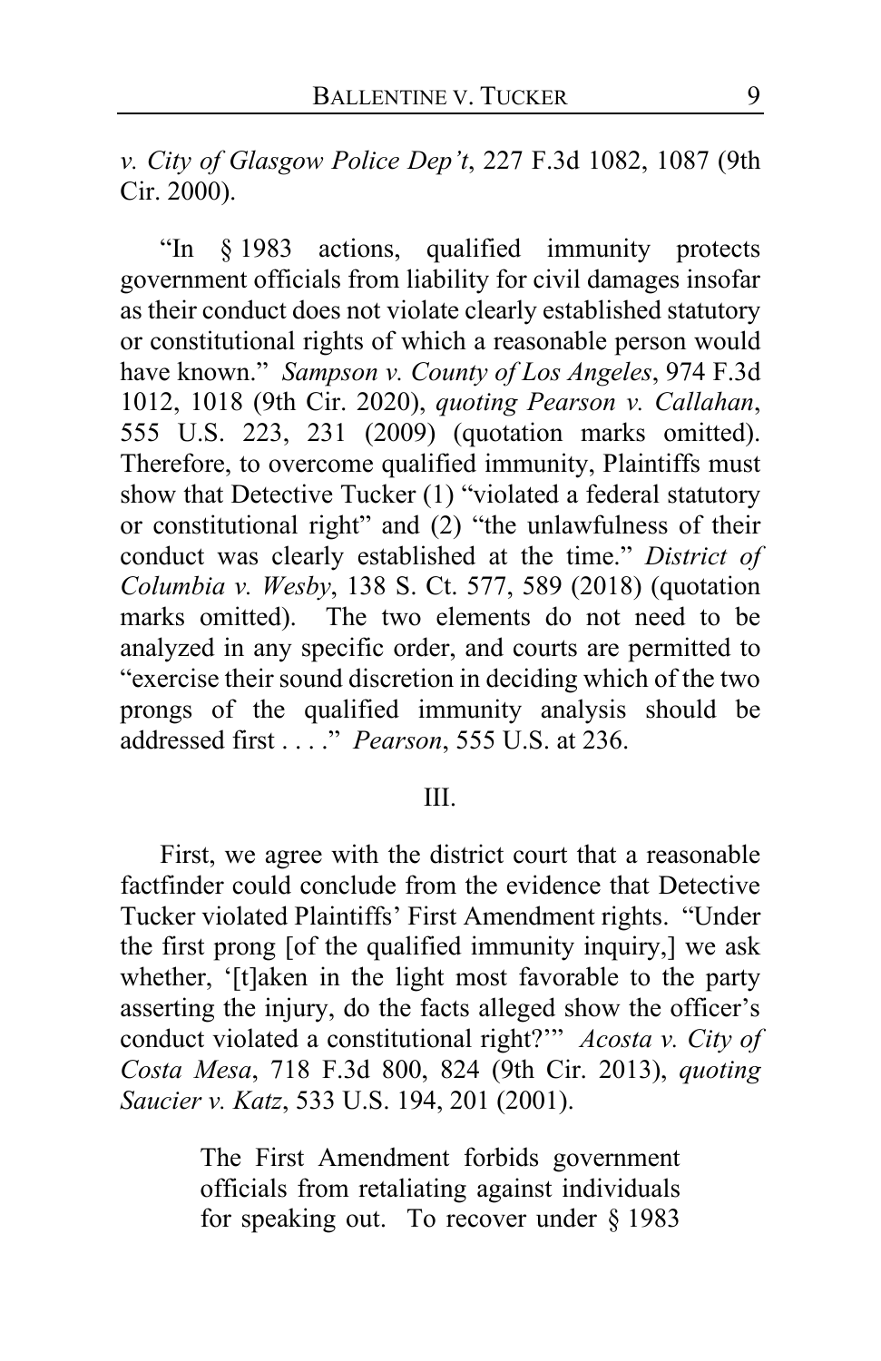*v. City of Glasgow Police Dep't*, 227 F.3d 1082, 1087 (9th Cir. 2000).

"In § 1983 actions, qualified immunity protects government officials from liability for civil damages insofar as their conduct does not violate clearly established statutory or constitutional rights of which a reasonable person would have known." *Sampson v. County of Los Angeles*, 974 F.3d 1012, 1018 (9th Cir. 2020), *quoting Pearson v. Callahan*, 555 U.S. 223, 231 (2009) (quotation marks omitted). Therefore, to overcome qualified immunity, Plaintiffs must show that Detective Tucker (1) "violated a federal statutory or constitutional right" and (2) "the unlawfulness of their conduct was clearly established at the time." *District of Columbia v. Wesby*, 138 S. Ct. 577, 589 (2018) (quotation marks omitted). The two elements do not need to be analyzed in any specific order, and courts are permitted to "exercise their sound discretion in deciding which of the two prongs of the qualified immunity analysis should be addressed first . . . ." *Pearson*, 555 U.S. at 236.

## III.

First, we agree with the district court that a reasonable factfinder could conclude from the evidence that Detective Tucker violated Plaintiffs' First Amendment rights. "Under the first prong [of the qualified immunity inquiry,] we ask whether, '[t]aken in the light most favorable to the party asserting the injury, do the facts alleged show the officer's conduct violated a constitutional right?'" *Acosta v. City of Costa Mesa*, 718 F.3d 800, 824 (9th Cir. 2013), *quoting Saucier v. Katz*, 533 U.S. 194, 201 (2001).

> The First Amendment forbids government officials from retaliating against individuals for speaking out. To recover under § 1983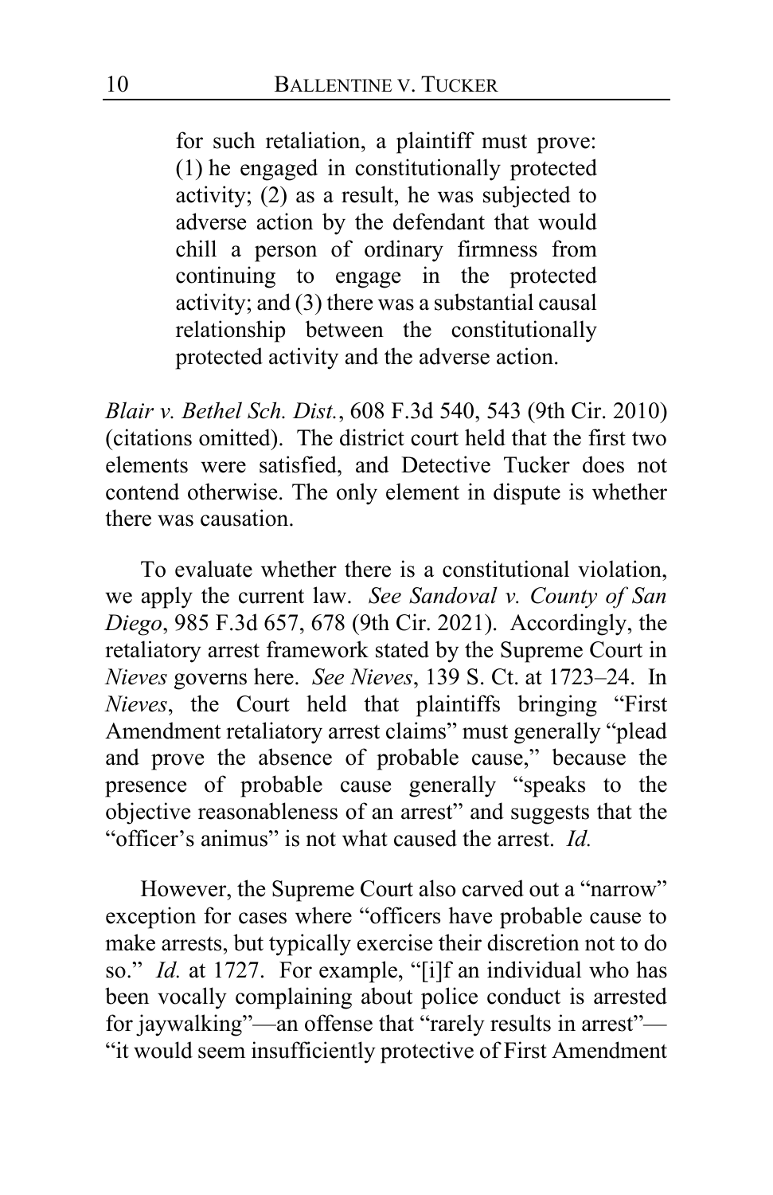> for such retaliation, a plaintiff must prove: (1) he engaged in constitutionally protected activity; (2) as a result, he was subjected to adverse action by the defendant that would chill a person of ordinary firmness from continuing to engage in the protected activity; and (3) there was a substantial causal relationship between the constitutionally protected activity and the adverse action.

*Blair v. Bethel Sch. Dist.*, 608 F.3d 540, 543 (9th Cir. 2010) (citations omitted). The district court held that the first two elements were satisfied, and Detective Tucker does not contend otherwise. The only element in dispute is whether there was causation.

To evaluate whether there is a constitutional violation, we apply the current law. *See Sandoval v. County of San Diego*, 985 F.3d 657, 678 (9th Cir. 2021). Accordingly, the retaliatory arrest framework stated by the Supreme Court in *Nieves* governs here. *See Nieves*, 139 S. Ct. at 1723–24. In *Nieves*, the Court held that plaintiffs bringing "First Amendment retaliatory arrest claims" must generally "plead and prove the absence of probable cause," because the presence of probable cause generally "speaks to the objective reasonableness of an arrest" and suggests that the "officer's animus" is not what caused the arrest. *Id.*

However, the Supreme Court also carved out a "narrow" exception for cases where "officers have probable cause to make arrests, but typically exercise their discretion not to do so." *Id.* at 1727. For example, "[i]f an individual who has been vocally complaining about police conduct is arrested for jaywalking"—an offense that "rarely results in arrest"—"it would seem insufficiently protective of First Amendment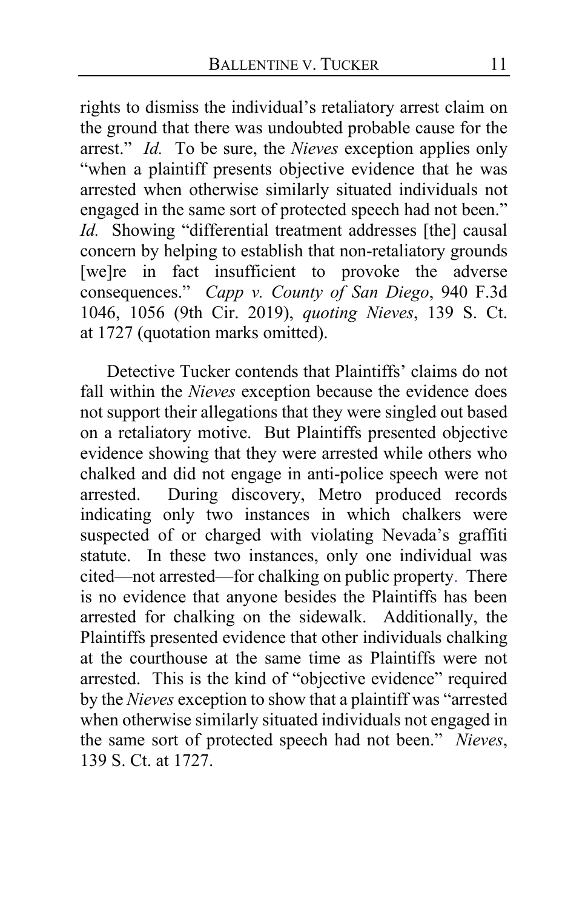rights to dismiss the individual's retaliatory arrest claim on the ground that there was undoubted probable cause for the arrest." *Id.* To be sure, the *Nieves* exception applies only "when a plaintiff presents objective evidence that he was arrested when otherwise similarly situated individuals not engaged in the same sort of protected speech had not been." *Id.* Showing "differential treatment addresses [the] causal concern by helping to establish that non-retaliatory grounds [we]re in fact insufficient to provoke the adverse consequences." *Capp v. County of San Diego*, 940 F.3d 1046, 1056 (9th Cir. 2019), *quoting Nieves*, 139 S. Ct. at 1727 (quotation marks omitted).

Detective Tucker contends that Plaintiffs' claims do not fall within the *Nieves* exception because the evidence does not support their allegations that they were singled out based on a retaliatory motive. But Plaintiffs presented objective evidence showing that they were arrested while others who chalked and did not engage in anti-police speech were not arrested. During discovery, Metro produced records indicating only two instances in which chalkers were suspected of or charged with violating Nevada's graffiti statute. In these two instances, only one individual was cited—not arrested—for chalking on public property. There is no evidence that anyone besides the Plaintiffs has been arrested for chalking on the sidewalk. Additionally, the Plaintiffs presented evidence that other individuals chalking at the courthouse at the same time as Plaintiffs were not arrested. This is the kind of "objective evidence" required by the *Nieves* exception to show that a plaintiff was "arrested when otherwise similarly situated individuals not engaged in the same sort of protected speech had not been." *Nieves*, 139 S. Ct. at 1727.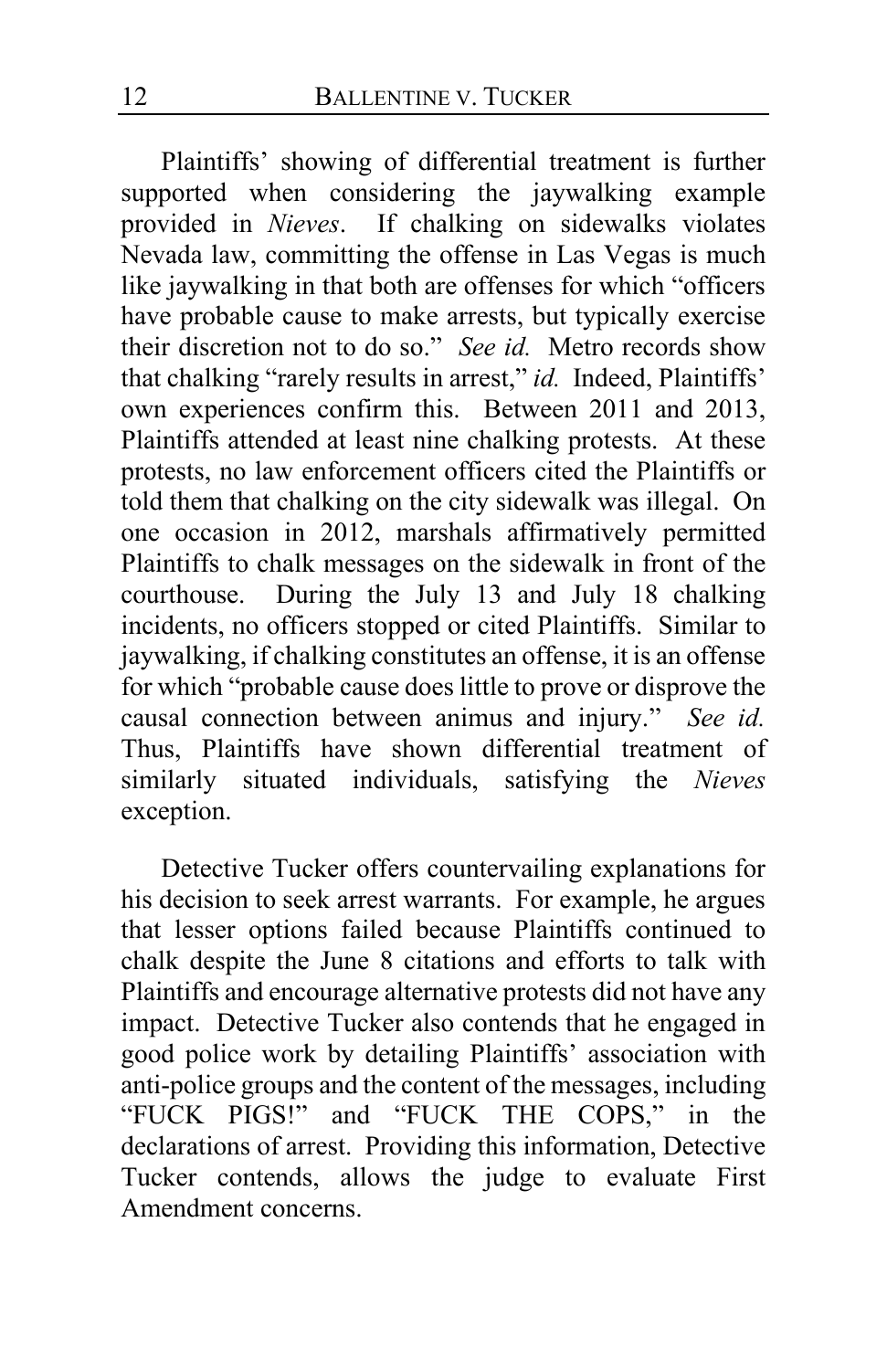Plaintiffs' showing of differential treatment is further supported when considering the jaywalking example provided in *Nieves*. If chalking on sidewalks violates Nevada law, committing the offense in Las Vegas is much like jaywalking in that both are offenses for which "officers have probable cause to make arrests, but typically exercise their discretion not to do so." *See id.* Metro records show that chalking "rarely results in arrest," *id.* Indeed, Plaintiffs' own experiences confirm this. Between 2011 and 2013, Plaintiffs attended at least nine chalking protests. At these protests, no law enforcement officers cited the Plaintiffs or told them that chalking on the city sidewalk was illegal. On one occasion in 2012, marshals affirmatively permitted Plaintiffs to chalk messages on the sidewalk in front of the courthouse. During the July 13 and July 18 chalking incidents, no officers stopped or cited Plaintiffs. Similar to jaywalking, if chalking constitutes an offense, it is an offense for which "probable cause does little to prove or disprove the causal connection between animus and injury." *See id.* Thus, Plaintiffs have shown differential treatment of similarly situated individuals, satisfying the *Nieves* exception.

Detective Tucker offers countervailing explanations for his decision to seek arrest warrants. For example, he argues that lesser options failed because Plaintiffs continued to chalk despite the June 8 citations and efforts to talk with Plaintiffs and encourage alternative protests did not have any impact. Detective Tucker also contends that he engaged in good police work by detailing Plaintiffs' association with anti-police groups and the content of the messages, including "FUCK PIGS!" and "FUCK THE COPS," in the declarations of arrest. Providing this information, Detective Tucker contends, allows the judge to evaluate First Amendment concerns.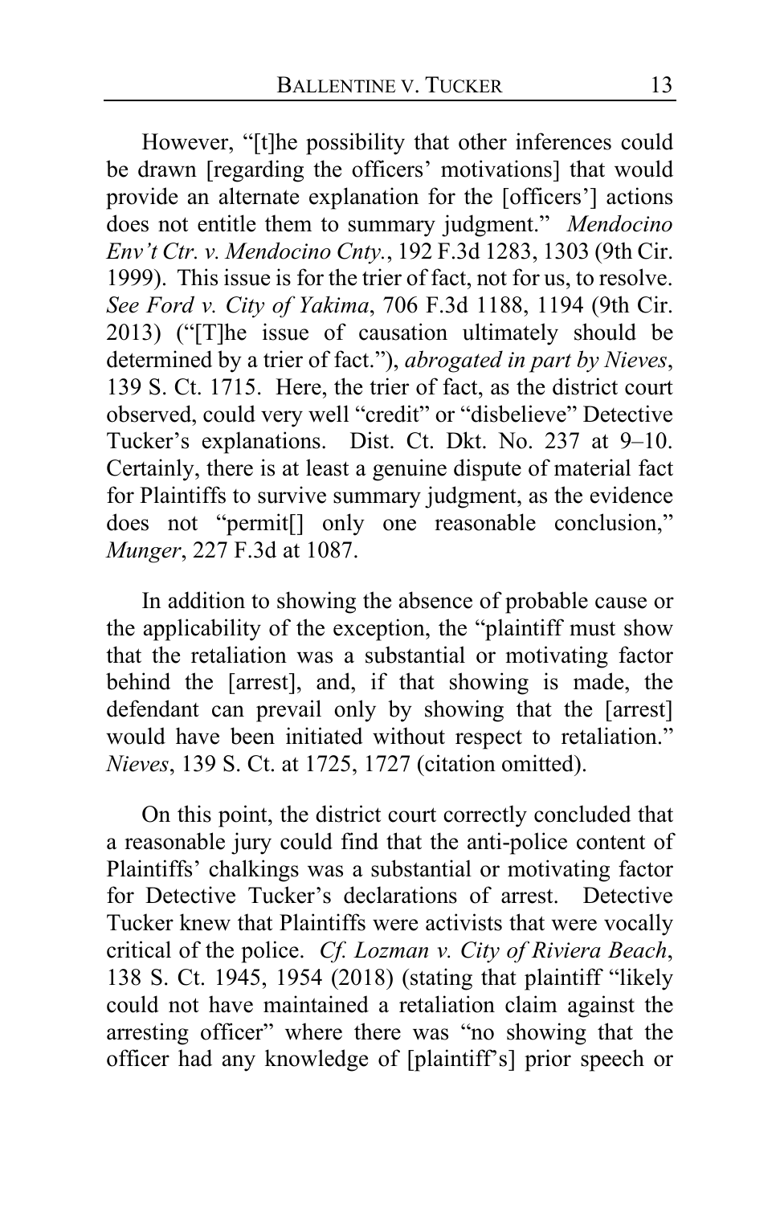However, "[t]he possibility that other inferences could be drawn [regarding the officers' motivations] that would provide an alternate explanation for the [officers'] actions does not entitle them to summary judgment." *Mendocino Env't Ctr. v. Mendocino Cnty.*, 192 F.3d 1283, 1303 (9th Cir. 1999). This issue is for the trier of fact, not for us, to resolve. *See Ford v. City of Yakima*, 706 F.3d 1188, 1194 (9th Cir. 2013) ("[T]he issue of causation ultimately should be determined by a trier of fact."), *abrogated in part by Nieves*, 139 S. Ct. 1715. Here, the trier of fact, as the district court observed, could very well "credit" or "disbelieve" Detective Tucker's explanations. Dist. Ct. Dkt. No. 237 at 9–10. Certainly, there is at least a genuine dispute of material fact for Plaintiffs to survive summary judgment, as the evidence does not "permit[] only one reasonable conclusion," *Munger*, 227 F.3d at 1087.

In addition to showing the absence of probable cause or the applicability of the exception, the "plaintiff must show that the retaliation was a substantial or motivating factor behind the [arrest], and, if that showing is made, the defendant can prevail only by showing that the [arrest] would have been initiated without respect to retaliation." *Nieves*, 139 S. Ct. at 1725, 1727 (citation omitted).

On this point, the district court correctly concluded that a reasonable jury could find that the anti-police content of Plaintiffs' chalkings was a substantial or motivating factor for Detective Tucker's declarations of arrest. Detective Tucker knew that Plaintiffs were activists that were vocally critical of the police. *Cf. Lozman v. City of Riviera Beach*, 138 S. Ct. 1945, 1954 (2018) (stating that plaintiff "likely could not have maintained a retaliation claim against the arresting officer" where there was "no showing that the officer had any knowledge of [plaintiff's] prior speech or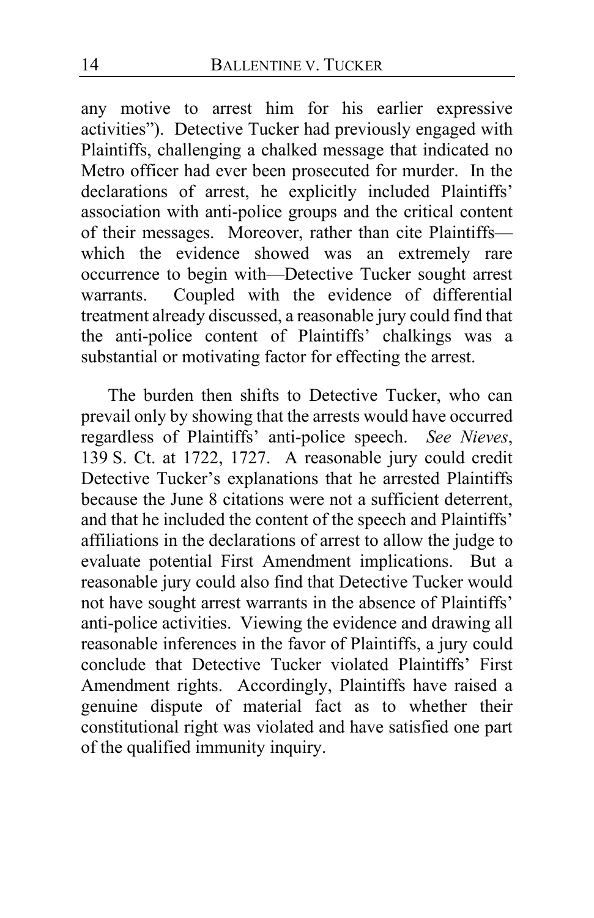any motive to arrest him for his earlier expressive activities"). Detective Tucker had previously engaged with Plaintiffs, challenging a chalked message that indicated no Metro officer had ever been prosecuted for murder. In the declarations of arrest, he explicitly included Plaintiffs' association with anti-police groups and the critical content of their messages. Moreover, rather than cite Plaintiffs—which the evidence showed was an extremely rare occurrence to begin with—Detective Tucker sought arrest warrants. Coupled with the evidence of differential treatment already discussed, a reasonable jury could find that the anti-police content of Plaintiffs' chalkings was a substantial or motivating factor for effecting the arrest.

The burden then shifts to Detective Tucker, who can prevail only by showing that the arrests would have occurred regardless of Plaintiffs' anti-police speech. *See Nieves*, 139 S. Ct. at 1722, 1727. A reasonable jury could credit Detective Tucker's explanations that he arrested Plaintiffs because the June 8 citations were not a sufficient deterrent, and that he included the content of the speech and Plaintiffs' affiliations in the declarations of arrest to allow the judge to evaluate potential First Amendment implications. But a reasonable jury could also find that Detective Tucker would not have sought arrest warrants in the absence of Plaintiffs' anti-police activities. Viewing the evidence and drawing all reasonable inferences in the favor of Plaintiffs, a jury could conclude that Detective Tucker violated Plaintiffs' First Amendment rights. Accordingly, Plaintiffs have raised a genuine dispute of material fact as to whether their constitutional right was violated and have satisfied one part of the qualified immunity inquiry.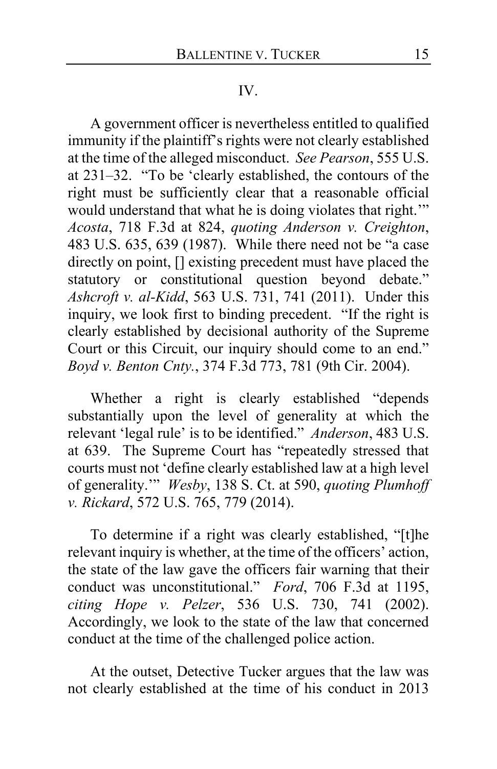## IV.

A government officer is nevertheless entitled to qualified immunity if the plaintiff's rights were not clearly established at the time of the alleged misconduct. *See Pearson*, 555 U.S. at 231–32. "To be 'clearly established, the contours of the right must be sufficiently clear that a reasonable official would understand that what he is doing violates that right.'" *Acosta*, 718 F.3d at 824, *quoting Anderson v. Creighton*, 483 U.S. 635, 639 (1987). While there need not be "a case directly on point, [] existing precedent must have placed the statutory or constitutional question beyond debate." *Ashcroft v. al-Kidd*, 563 U.S. 731, 741 (2011). Under this inquiry, we look first to binding precedent. "If the right is clearly established by decisional authority of the Supreme Court or this Circuit, our inquiry should come to an end." *Boyd v. Benton Cnty.*, 374 F.3d 773, 781 (9th Cir. 2004).

Whether a right is clearly established "depends substantially upon the level of generality at which the relevant 'legal rule' is to be identified." *Anderson*, 483 U.S. at 639. The Supreme Court has "repeatedly stressed that courts must not 'define clearly established law at a high level of generality.'" *Wesby*, 138 S. Ct. at 590, *quoting Plumhoff v. Rickard*, 572 U.S. 765, 779 (2014).

To determine if a right was clearly established, "[t]he relevant inquiry is whether, at the time of the officers' action, the state of the law gave the officers fair warning that their conduct was unconstitutional." *Ford*, 706 F.3d at 1195, *citing Hope v. Pelzer*, 536 U.S. 730, 741 (2002). Accordingly, we look to the state of the law that concerned conduct at the time of the challenged police action.

At the outset, Detective Tucker argues that the law was not clearly established at the time of his conduct in 2013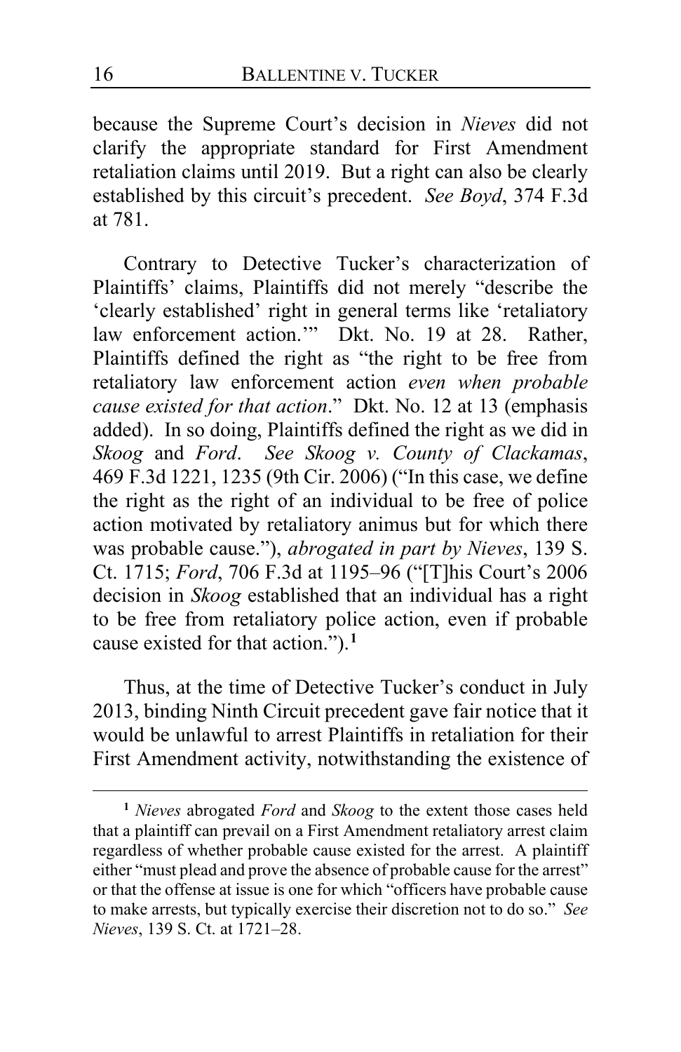because the Supreme Court's decision in *Nieves* did not clarify the appropriate standard for First Amendment retaliation claims until 2019. But a right can also be clearly established by this circuit's precedent. *See Boyd*, 374 F.3d at 781.

Contrary to Detective Tucker's characterization of Plaintiffs' claims, Plaintiffs did not merely "describe the 'clearly established' right in general terms like 'retaliatory law enforcement action.'" Dkt. No. 19 at 28. Rather, Plaintiffs defined the right as "the right to be free from retaliatory law enforcement action *even when probable cause existed for that action*." Dkt. No. 12 at 13 (emphasis added). In so doing, Plaintiffs defined the right as we did in *Skoog* and *Ford*. *See Skoog v. County of Clackamas*, 469 F.3d 1221, 1235 (9th Cir. 2006) ("In this case, we define the right as the right of an individual to be free of police action motivated by retaliatory animus but for which there was probable cause."), *abrogated in part by Nieves*, 139 S. Ct. 1715; *Ford*, 706 F.3d at 1195–96 ("[T]his Court's 2006 decision in *Skoog* established that an individual has a right to be free from retaliatory police action, even if probable cause existed for that action.").[1]

Thus, at the time of Detective Tucker's conduct in July 2013, binding Ninth Circuit precedent gave fair notice that it would be unlawful to arrest Plaintiffs in retaliation for their First Amendment activity, notwithstanding the existence of

---

[1] *Nieves* abrogated *Ford* and *Skoog* to the extent those cases held that a plaintiff can prevail on a First Amendment retaliatory arrest claim regardless of whether probable cause existed for the arrest. A plaintiff either "must plead and prove the absence of probable cause for the arrest" or that the offense at issue is one for which "officers have probable cause to make arrests, but typically exercise their discretion not to do so." *See Nieves*, 139 S. Ct. at 1721–28.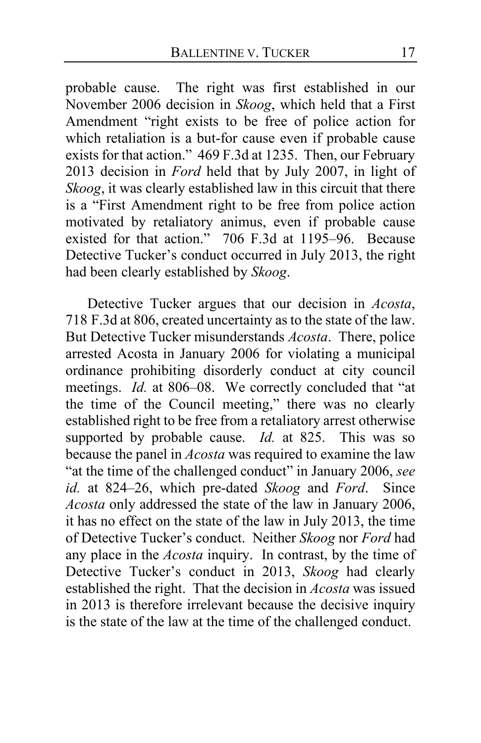probable cause. The right was first established in our November 2006 decision in *Skoog*, which held that a First Amendment "right exists to be free of police action for which retaliation is a but-for cause even if probable cause exists for that action." 469 F.3d at 1235. Then, our February 2013 decision in *Ford* held that by July 2007, in light of *Skoog*, it was clearly established law in this circuit that there is a "First Amendment right to be free from police action motivated by retaliatory animus, even if probable cause existed for that action." 706 F.3d at 1195–96. Because Detective Tucker's conduct occurred in July 2013, the right had been clearly established by *Skoog*.

Detective Tucker argues that our decision in *Acosta*, 718 F.3d at 806, created uncertainty as to the state of the law. But Detective Tucker misunderstands *Acosta*. There, police arrested Acosta in January 2006 for violating a municipal ordinance prohibiting disorderly conduct at city council meetings. *Id.* at 806–08. We correctly concluded that "at the time of the Council meeting," there was no clearly established right to be free from a retaliatory arrest otherwise supported by probable cause. *Id.* at 825. This was so because the panel in *Acosta* was required to examine the law "at the time of the challenged conduct" in January 2006, *see id.* at 824–26, which pre-dated *Skoog* and *Ford*. Since *Acosta* only addressed the state of the law in January 2006, it has no effect on the state of the law in July 2013, the time of Detective Tucker's conduct. Neither *Skoog* nor *Ford* had any place in the *Acosta* inquiry. In contrast, by the time of Detective Tucker's conduct in 2013, *Skoog* had clearly established the right. That the decision in *Acosta* was issued in 2013 is therefore irrelevant because the decisive inquiry is the state of the law at the time of the challenged conduct.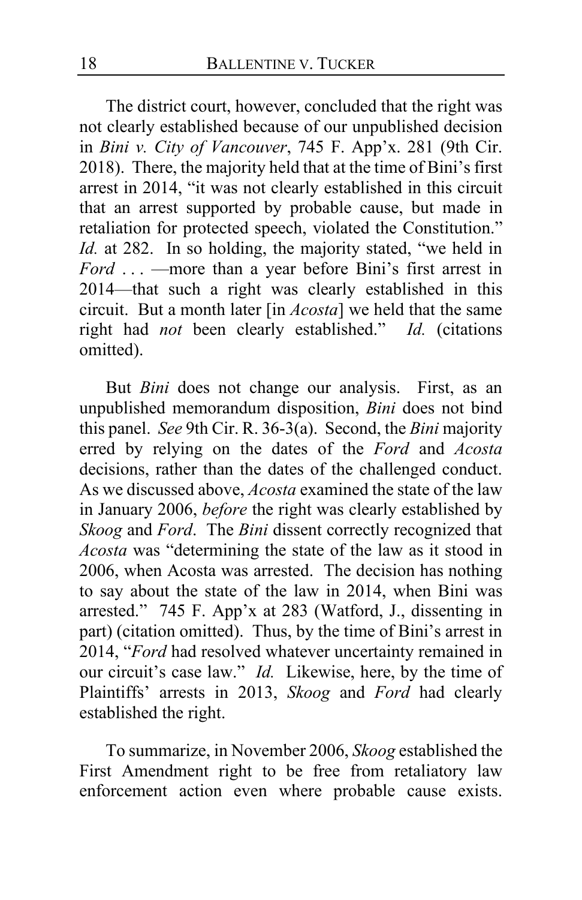The district court, however, concluded that the right was not clearly established because of our unpublished decision in *Bini v. City of Vancouver*, 745 F. App'x. 281 (9th Cir. 2018). There, the majority held that at the time of Bini's first arrest in 2014, "it was not clearly established in this circuit that an arrest supported by probable cause, but made in retaliation for protected speech, violated the Constitution." *Id.* at 282. In so holding, the majority stated, "we held in *Ford* . . . —more than a year before Bini's first arrest in 2014—that such a right was clearly established in this circuit. But a month later [in *Acosta*] we held that the same right had *not* been clearly established." *Id.* (citations omitted).

But *Bini* does not change our analysis. First, as an unpublished memorandum disposition, *Bini* does not bind this panel. *See* 9th Cir. R. 36-3(a). Second, the *Bini* majority erred by relying on the dates of the *Ford* and *Acosta* decisions, rather than the dates of the challenged conduct. As we discussed above, *Acosta* examined the state of the law in January 2006, *before* the right was clearly established by *Skoog* and *Ford*. The *Bini* dissent correctly recognized that *Acosta* was "determining the state of the law as it stood in 2006, when Acosta was arrested. The decision has nothing to say about the state of the law in 2014, when Bini was arrested." 745 F. App'x at 283 (Watford, J., dissenting in part) (citation omitted). Thus, by the time of Bini's arrest in 2014, "*Ford* had resolved whatever uncertainty remained in our circuit's case law." *Id.* Likewise, here, by the time of Plaintiffs' arrests in 2013, *Skoog* and *Ford* had clearly established the right.

To summarize, in November 2006, *Skoog* established the First Amendment right to be free from retaliatory law enforcement action even where probable cause exists.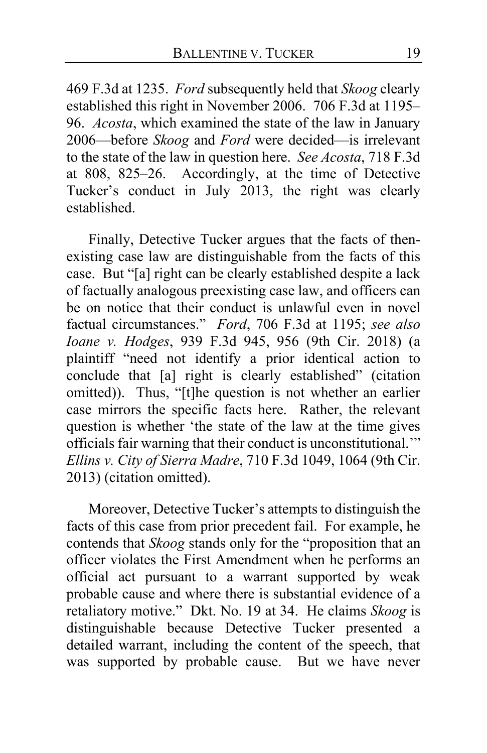469 F.3d at 1235. *Ford* subsequently held that *Skoog* clearly established this right in November 2006. 706 F.3d at 1195–96. *Acosta*, which examined the state of the law in January 2006—before *Skoog* and *Ford* were decided—is irrelevant to the state of the law in question here. *See Acosta*, 718 F.3d at 808, 825–26. Accordingly, at the time of Detective Tucker's conduct in July 2013, the right was clearly established.

Finally, Detective Tucker argues that the facts of then-existing case law are distinguishable from the facts of this case. But "[a] right can be clearly established despite a lack of factually analogous preexisting case law, and officers can be on notice that their conduct is unlawful even in novel factual circumstances." *Ford*, 706 F.3d at 1195; *see also Ioane v. Hodges*, 939 F.3d 945, 956 (9th Cir. 2018) (a plaintiff "need not identify a prior identical action to conclude that [a] right is clearly established" (citation omitted)). Thus, "[t]he question is not whether an earlier case mirrors the specific facts here. Rather, the relevant question is whether 'the state of the law at the time gives officials fair warning that their conduct is unconstitutional.'" *Ellins v. City of Sierra Madre*, 710 F.3d 1049, 1064 (9th Cir. 2013) (citation omitted).

Moreover, Detective Tucker's attempts to distinguish the facts of this case from prior precedent fail. For example, he contends that *Skoog* stands only for the "proposition that an officer violates the First Amendment when he performs an official act pursuant to a warrant supported by weak probable cause and where there is substantial evidence of a retaliatory motive." Dkt. No. 19 at 34. He claims *Skoog* is distinguishable because Detective Tucker presented a detailed warrant, including the content of the speech, that was supported by probable cause. But we have never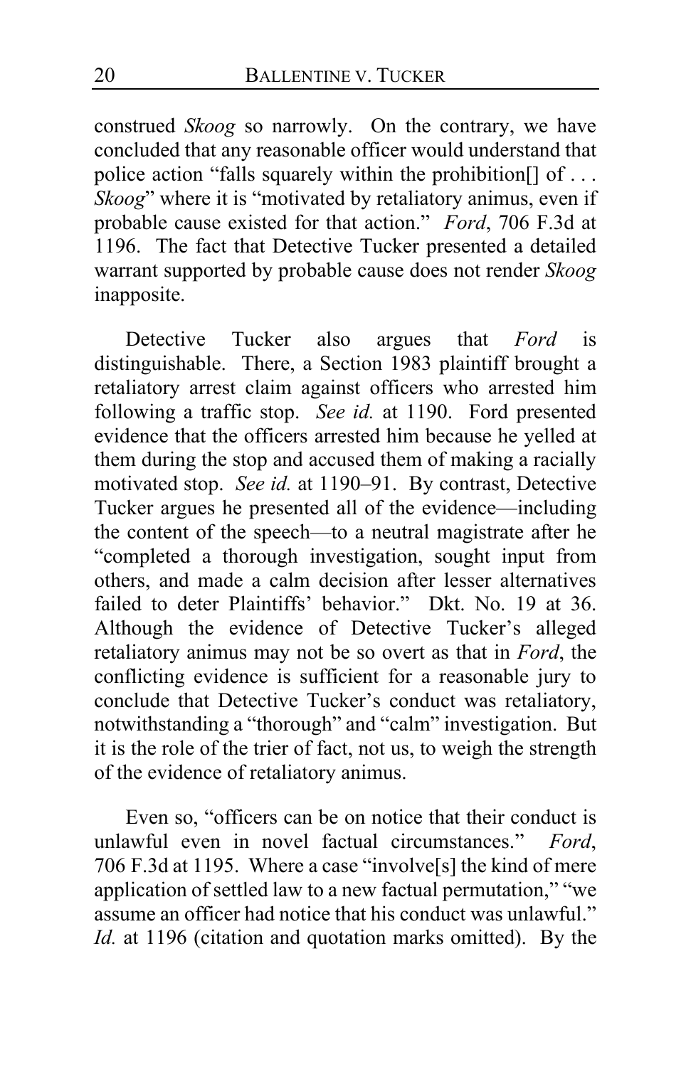construed *Skoog* so narrowly. On the contrary, we have concluded that any reasonable officer would understand that police action "falls squarely within the prohibition[] of . . . *Skoog*" where it is "motivated by retaliatory animus, even if probable cause existed for that action." *Ford*, 706 F.3d at 1196. The fact that Detective Tucker presented a detailed warrant supported by probable cause does not render *Skoog* inapposite.

Detective Tucker also argues that *Ford* is distinguishable. There, a Section 1983 plaintiff brought a retaliatory arrest claim against officers who arrested him following a traffic stop. *See id.* at 1190. Ford presented evidence that the officers arrested him because he yelled at them during the stop and accused them of making a racially motivated stop. *See id.* at 1190–91. By contrast, Detective Tucker argues he presented all of the evidence—including the content of the speech—to a neutral magistrate after he "completed a thorough investigation, sought input from others, and made a calm decision after lesser alternatives failed to deter Plaintiffs' behavior." Dkt. No. 19 at 36. Although the evidence of Detective Tucker's alleged retaliatory animus may not be so overt as that in *Ford*, the conflicting evidence is sufficient for a reasonable jury to conclude that Detective Tucker's conduct was retaliatory, notwithstanding a "thorough" and "calm" investigation. But it is the role of the trier of fact, not us, to weigh the strength of the evidence of retaliatory animus.

Even so, "officers can be on notice that their conduct is unlawful even in novel factual circumstances." *Ford*, 706 F.3d at 1195. Where a case "involve[s] the kind of mere application of settled law to a new factual permutation," "we assume an officer had notice that his conduct was unlawful." *Id.* at 1196 (citation and quotation marks omitted). By the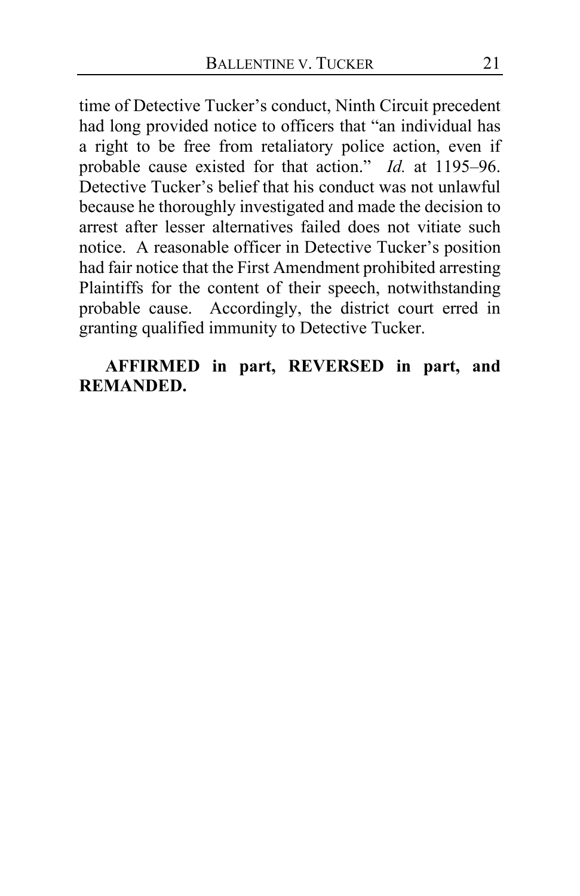time of Detective Tucker's conduct, Ninth Circuit precedent had long provided notice to officers that "an individual has a right to be free from retaliatory police action, even if probable cause existed for that action." *Id.* at 1195–96. Detective Tucker's belief that his conduct was not unlawful because he thoroughly investigated and made the decision to arrest after lesser alternatives failed does not vitiate such notice. A reasonable officer in Detective Tucker's position had fair notice that the First Amendment prohibited arresting Plaintiffs for the content of their speech, notwithstanding probable cause. Accordingly, the district court erred in granting qualified immunity to Detective Tucker.

**AFFIRMED in part, REVERSED in part, and REMANDED.**